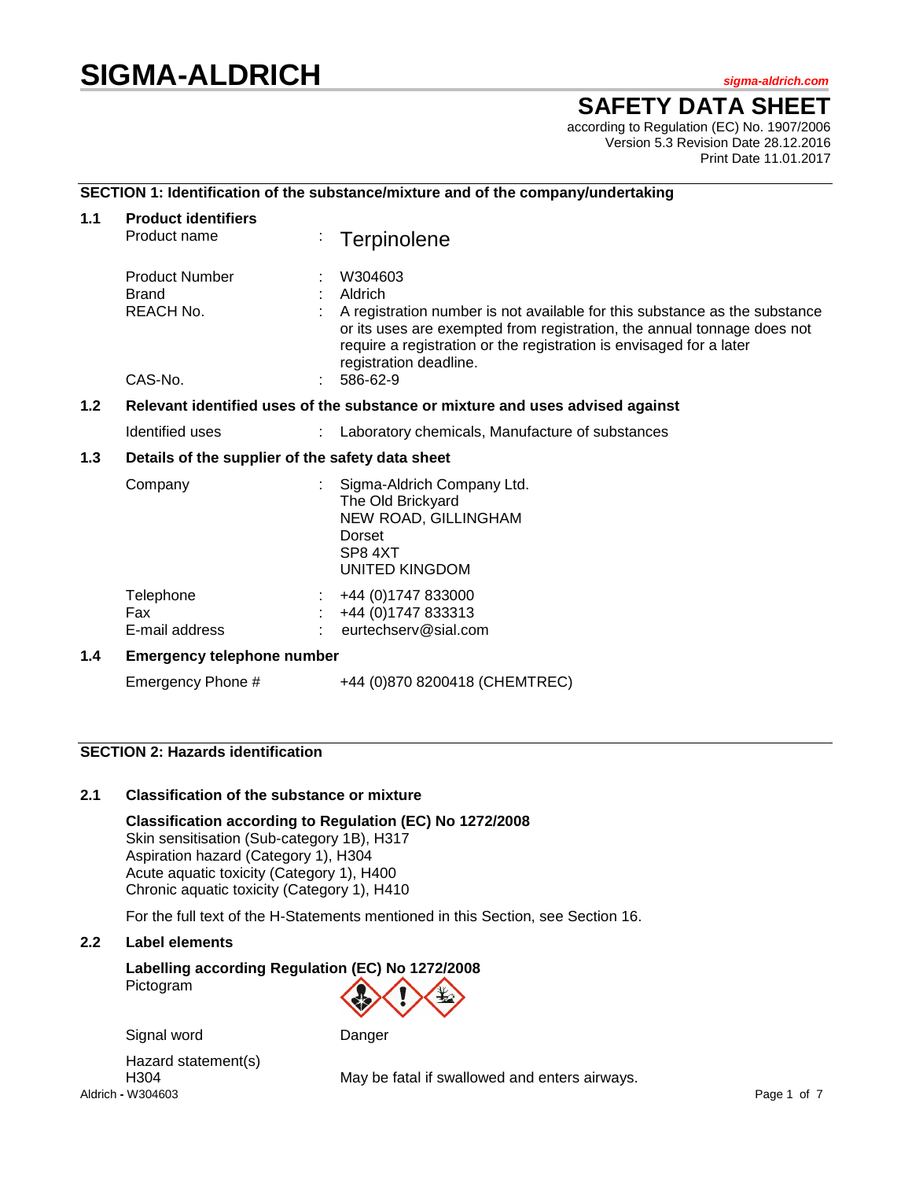# SIGMA-ALDRICH

sigma-aldrich.com

## SAFETY DATA SHEET

according to Regulation (EC) No. 1907/2006
Version 5.3 Revision Date 28.12.2016
Print Date 11.01.2017

### SECTION 1: Identification of the substance/mixture and of the company/undertaking

**1.1 Product identifiers**

| | | |
|---|---|---|
| Product name | : | Terpinolene |
| Product Number | : | W304603 |
| Brand | : | Aldrich |
| REACH No. | : | A registration number is not available for this substance as the substance or its uses are exempted from registration, the annual tonnage does not require a registration or the registration is envisaged for a later registration deadline. |
| CAS-No. | : | 586-62-9 |

**1.2 Relevant identified uses of the substance or mixture and uses advised against**

| | | |
|---|---|---|
| Identified uses | : | Laboratory chemicals, Manufacture of substances |

**1.3 Details of the supplier of the safety data sheet**

| | | |
|---|---|---|
| Company | : | Sigma-Aldrich Company Ltd.<br>The Old Brickyard<br>NEW ROAD, GILLINGHAM<br>Dorset<br>SP8 4XT<br>UNITED KINGDOM |
| Telephone | : | +44 (0)1747 833000 |
| Fax | : | +44 (0)1747 833313 |
| E-mail address | : | eurtechserv@sial.com |

**1.4 Emergency telephone number**

Emergency Phone # +44 (0)870 8200418 (CHEMTREC)

### SECTION 2: Hazards identification

**2.1 Classification of the substance or mixture**

**Classification according to Regulation (EC) No 1272/2008**
Skin sensitisation (Sub-category 1B), H317
Aspiration hazard (Category 1), H304
Acute aquatic toxicity (Category 1), H400
Chronic aquatic toxicity (Category 1), H410

For the full text of the H-Statements mentioned in this Section, see Section 16.

**2.2 Label elements**

**Labelling according Regulation (EC) No 1272/2008**
Pictogram

Signal word Danger

Hazard statement(s)
H304 May be fatal if swallowed and enters airways.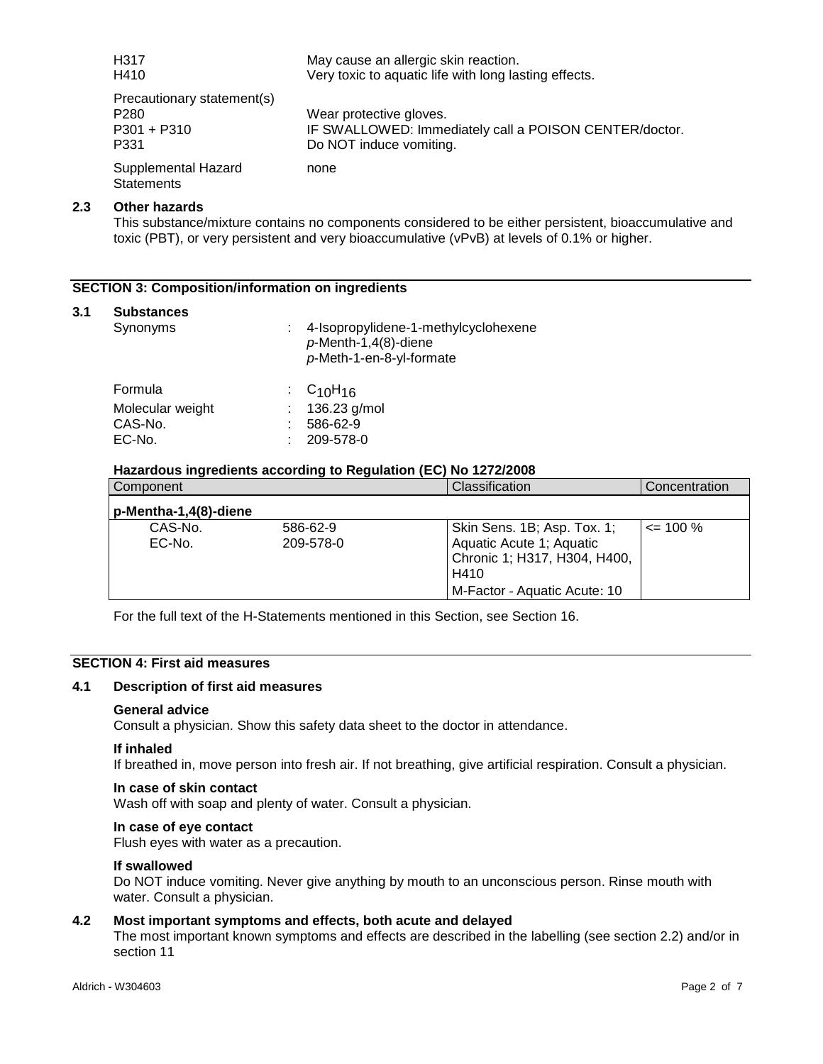| | |
|---|---|
| H317 | May cause an allergic skin reaction. |
| H410 | Very toxic to aquatic life with long lasting effects. |

Precautionary statement(s)

| | |
|---|---|
| P280 | Wear protective gloves. |
| P301 + P310 | IF SWALLOWED: Immediately call a POISON CENTER/doctor. |
| P331 | Do NOT induce vomiting. |

Supplemental Hazard Statements: none

### 2.3 Other hazards

This substance/mixture contains no components considered to be either persistent, bioaccumulative and toxic (PBT), or very persistent and very bioaccumulative (vPvB) at levels of 0.1% or higher.

## SECTION 3: Composition/information on ingredients

### 3.1 Substances

Synonyms : 4-Isopropylidene-1-methylcyclohexene
*p*-Menth-1,4(8)-diene
*p*-Meth-1-en-8-yl-formate

Formula : $C_{10}H_{16}$
Molecular weight : 136.23 g/mol
CAS-No. : 586-62-9
EC-No. : 209-578-0

**Hazardous ingredients according to Regulation (EC) No 1272/2008**

| Component | | Classification | Concentration |
|---|---|---|---|
| **p-Mentha-1,4(8)-diene** | | | |
| CAS-No.<br>EC-No. | 586-62-9<br>209-578-0 | Skin Sens. 1B; Asp. Tox. 1; Aquatic Acute 1; Aquatic Chronic 1; H317, H304, H400, H410<br>M-Factor - Aquatic Acute: 10 | <= 100 % |

For the full text of the H-Statements mentioned in this Section, see Section 16.

## SECTION 4: First aid measures

### 4.1 Description of first aid measures

**General advice**
Consult a physician. Show this safety data sheet to the doctor in attendance.

**If inhaled**
If breathed in, move person into fresh air. If not breathing, give artificial respiration. Consult a physician.

**In case of skin contact**
Wash off with soap and plenty of water. Consult a physician.

**In case of eye contact**
Flush eyes with water as a precaution.

**If swallowed**
Do NOT induce vomiting. Never give anything by mouth to an unconscious person. Rinse mouth with water. Consult a physician.

### 4.2 Most important symptoms and effects, both acute and delayed

The most important known symptoms and effects are described in the labelling (see section 2.2) and/or in section 11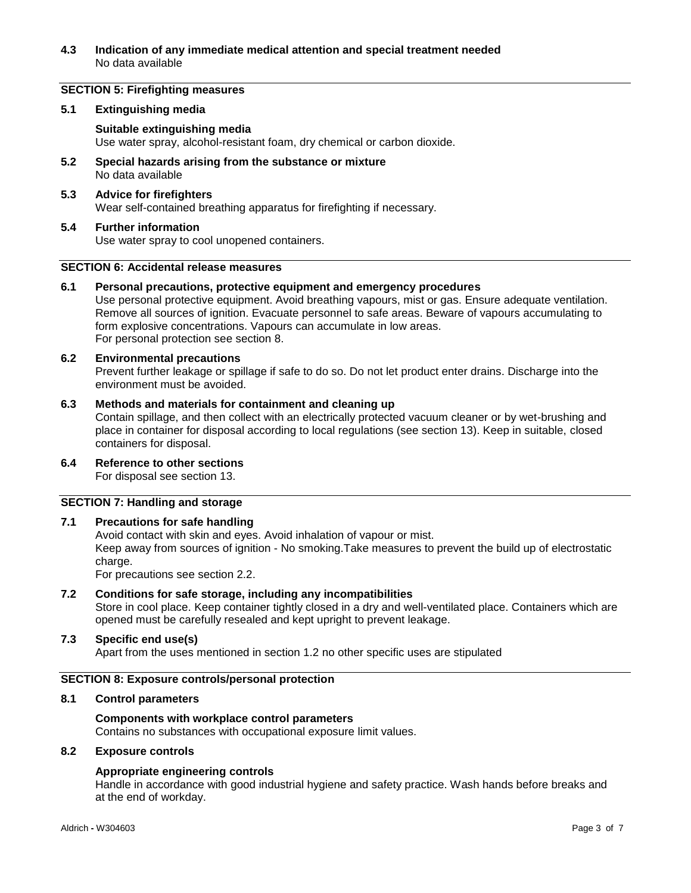### 4.3 Indication of any immediate medical attention and special treatment needed

No data available

## SECTION 5: Firefighting measures

### 5.1 Extinguishing media

**Suitable extinguishing media**

Use water spray, alcohol-resistant foam, dry chemical or carbon dioxide.

### 5.2 Special hazards arising from the substance or mixture

No data available

### 5.3 Advice for firefighters

Wear self-contained breathing apparatus for firefighting if necessary.

### 5.4 Further information

Use water spray to cool unopened containers.

## SECTION 6: Accidental release measures

### 6.1 Personal precautions, protective equipment and emergency procedures

Use personal protective equipment. Avoid breathing vapours, mist or gas. Ensure adequate ventilation. Remove all sources of ignition. Evacuate personnel to safe areas. Beware of vapours accumulating to form explosive concentrations. Vapours can accumulate in low areas.
For personal protection see section 8.

### 6.2 Environmental precautions

Prevent further leakage or spillage if safe to do so. Do not let product enter drains. Discharge into the environment must be avoided.

### 6.3 Methods and materials for containment and cleaning up

Contain spillage, and then collect with an electrically protected vacuum cleaner or by wet-brushing and place in container for disposal according to local regulations (see section 13). Keep in suitable, closed containers for disposal.

### 6.4 Reference to other sections

For disposal see section 13.

## SECTION 7: Handling and storage

### 7.1 Precautions for safe handling

Avoid contact with skin and eyes. Avoid inhalation of vapour or mist.
Keep away from sources of ignition - No smoking.Take measures to prevent the build up of electrostatic charge.
For precautions see section 2.2.

### 7.2 Conditions for safe storage, including any incompatibilities

Store in cool place. Keep container tightly closed in a dry and well-ventilated place. Containers which are opened must be carefully resealed and kept upright to prevent leakage.

### 7.3 Specific end use(s)

Apart from the uses mentioned in section 1.2 no other specific uses are stipulated

## SECTION 8: Exposure controls/personal protection

### 8.1 Control parameters

**Components with workplace control parameters**

Contains no substances with occupational exposure limit values.

### 8.2 Exposure controls

**Appropriate engineering controls**

Handle in accordance with good industrial hygiene and safety practice. Wash hands before breaks and at the end of workday.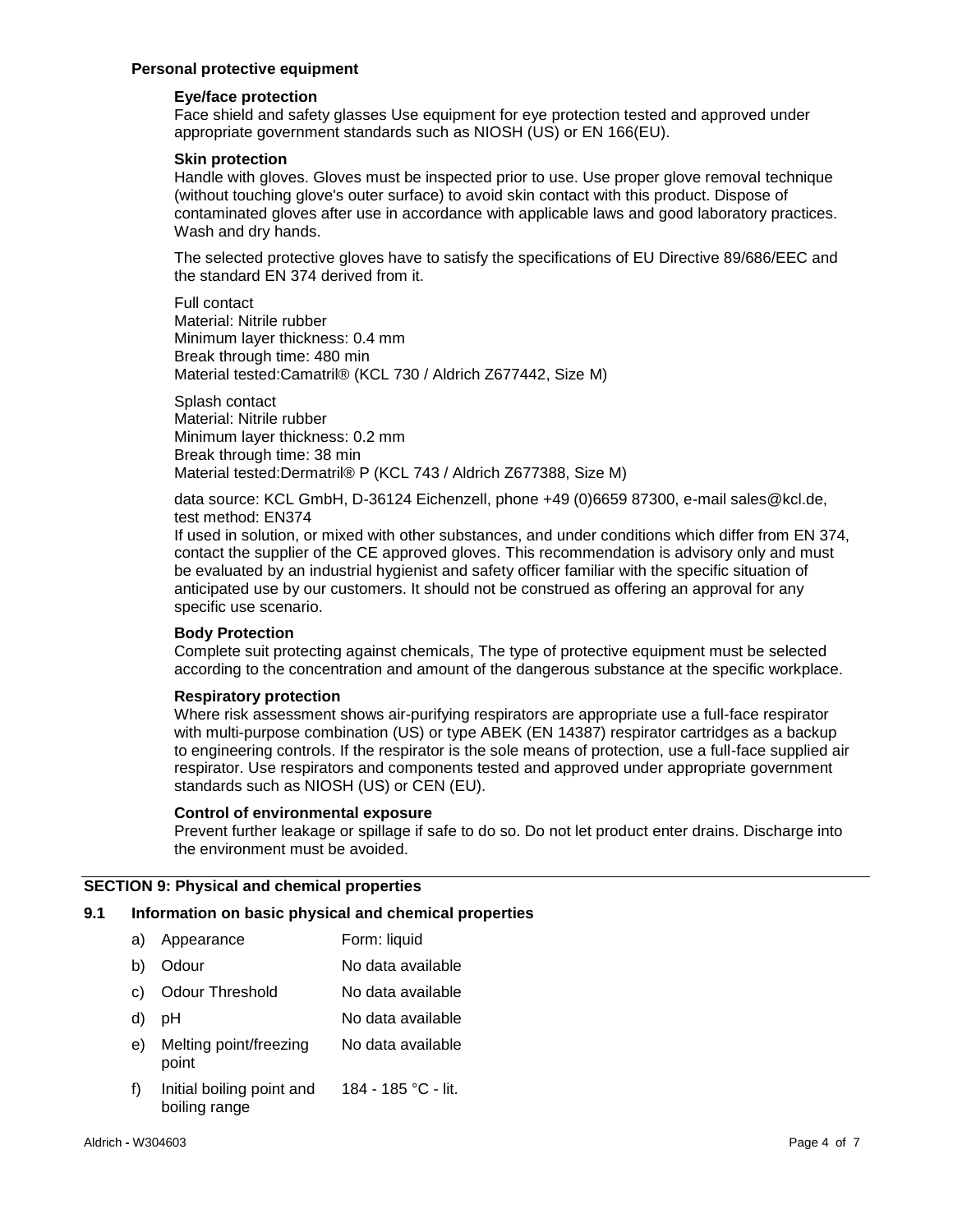**Personal protective equipment**

**Eye/face protection**

Face shield and safety glasses Use equipment for eye protection tested and approved under appropriate government standards such as NIOSH (US) or EN 166(EU).

**Skin protection**

Handle with gloves. Gloves must be inspected prior to use. Use proper glove removal technique (without touching glove's outer surface) to avoid skin contact with this product. Dispose of contaminated gloves after use in accordance with applicable laws and good laboratory practices. Wash and dry hands.

The selected protective gloves have to satisfy the specifications of EU Directive 89/686/EEC and the standard EN 374 derived from it.

Full contact
Material: Nitrile rubber
Minimum layer thickness: 0.4 mm
Break through time: 480 min
Material tested:Camatril® (KCL 730 / Aldrich Z677442, Size M)

Splash contact
Material: Nitrile rubber
Minimum layer thickness: 0.2 mm
Break through time: 38 min
Material tested:Dermatril® P (KCL 743 / Aldrich Z677388, Size M)

data source: KCL GmbH, D-36124 Eichenzell, phone +49 (0)6659 87300, e-mail sales@kcl.de, test method: EN374
If used in solution, or mixed with other substances, and under conditions which differ from EN 374, contact the supplier of the CE approved gloves. This recommendation is advisory only and must be evaluated by an industrial hygienist and safety officer familiar with the specific situation of anticipated use by our customers. It should not be construed as offering an approval for any specific use scenario.

**Body Protection**

Complete suit protecting against chemicals, The type of protective equipment must be selected according to the concentration and amount of the dangerous substance at the specific workplace.

**Respiratory protection**

Where risk assessment shows air-purifying respirators are appropriate use a full-face respirator with multi-purpose combination (US) or type ABEK (EN 14387) respirator cartridges as a backup to engineering controls. If the respirator is the sole means of protection, use a full-face supplied air respirator. Use respirators and components tested and approved under appropriate government standards such as NIOSH (US) or CEN (EU).

**Control of environmental exposure**

Prevent further leakage or spillage if safe to do so. Do not let product enter drains. Discharge into the environment must be avoided.

## SECTION 9: Physical and chemical properties

### 9.1 Information on basic physical and chemical properties

| | Property | Value |
|---|---|---|
| a) | Appearance | Form: liquid |
| b) | Odour | No data available |
| c) | Odour Threshold | No data available |
| d) | pH | No data available |
| e) | Melting point/freezing point | No data available |
| f) | Initial boiling point and boiling range | 184 - 185 °C - lit. |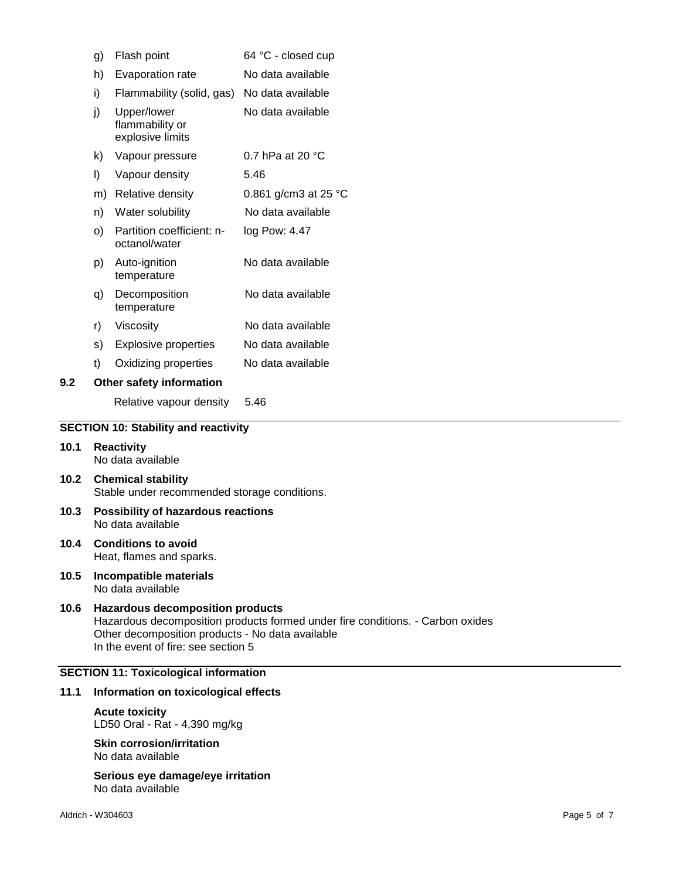| | | |
|---|---|---|
| g) | Flash point | 64 °C - closed cup |
| h) | Evaporation rate | No data available |
| i) | Flammability (solid, gas) | No data available |
| j) | Upper/lower flammability or explosive limits | No data available |
| k) | Vapour pressure | 0.7 hPa at 20 °C |
| l) | Vapour density | 5.46 |
| m) | Relative density | 0.861 g/cm3 at 25 °C |
| n) | Water solubility | No data available |
| o) | Partition coefficient: n-octanol/water | log Pow: 4.47 |
| p) | Auto-ignition temperature | No data available |
| q) | Decomposition temperature | No data available |
| r) | Viscosity | No data available |
| s) | Explosive properties | No data available |
| t) | Oxidizing properties | No data available |

**9.2 Other safety information**

Relative vapour density 5.46

## SECTION 10: Stability and reactivity

**10.1 Reactivity**
No data available

**10.2 Chemical stability**
Stable under recommended storage conditions.

**10.3 Possibility of hazardous reactions**
No data available

**10.4 Conditions to avoid**
Heat, flames and sparks.

**10.5 Incompatible materials**
No data available

**10.6 Hazardous decomposition products**
Hazardous decomposition products formed under fire conditions. - Carbon oxides
Other decomposition products - No data available
In the event of fire: see section 5

## SECTION 11: Toxicological information

**11.1 Information on toxicological effects**

**Acute toxicity**
LD50 Oral - Rat - 4,390 mg/kg

**Skin corrosion/irritation**
No data available

**Serious eye damage/eye irritation**
No data available

Aldrich - W304603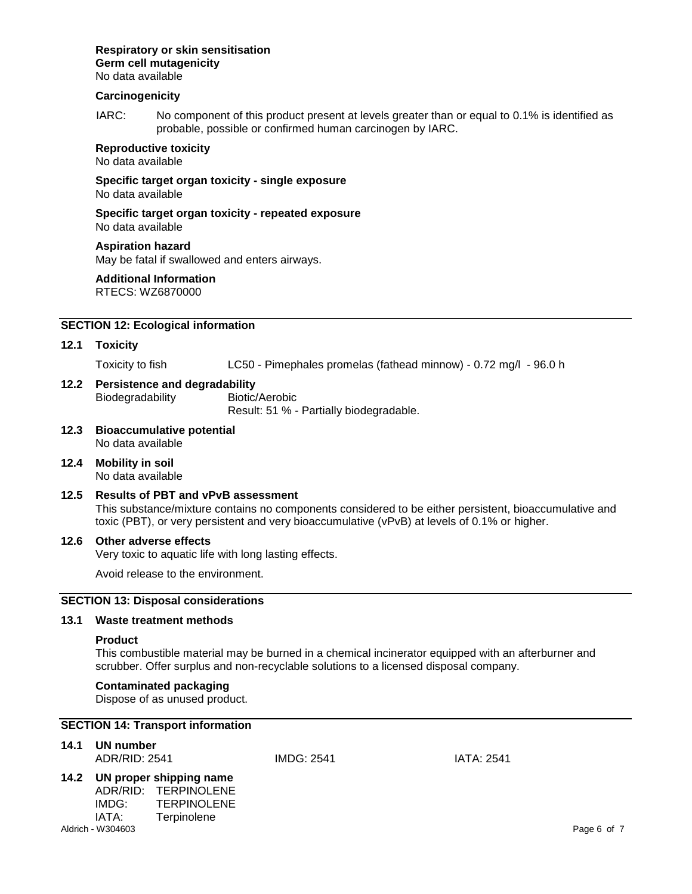**Respiratory or skin sensitisation**

**Germ cell mutagenicity**

No data available

**Carcinogenicity**

IARC: No component of this product present at levels greater than or equal to 0.1% is identified as probable, possible or confirmed human carcinogen by IARC.

**Reproductive toxicity**

No data available

**Specific target organ toxicity - single exposure**

No data available

**Specific target organ toxicity - repeated exposure**

No data available

**Aspiration hazard**

May be fatal if swallowed and enters airways.

**Additional Information**

RTECS: WZ6870000

## SECTION 12: Ecological information

### 12.1 Toxicity

Toxicity to fish LC50 - Pimephales promelas (fathead minnow) - 0.72 mg/l - 96.0 h

### 12.2 Persistence and degradability

Biodegradability Biotic/Aerobic
Result: 51 % - Partially biodegradable.

### 12.3 Bioaccumulative potential

No data available

### 12.4 Mobility in soil

No data available

### 12.5 Results of PBT and vPvB assessment

This substance/mixture contains no components considered to be either persistent, bioaccumulative and toxic (PBT), or very persistent and very bioaccumulative (vPvB) at levels of 0.1% or higher.

### 12.6 Other adverse effects

Very toxic to aquatic life with long lasting effects.

Avoid release to the environment.

## SECTION 13: Disposal considerations

### 13.1 Waste treatment methods

**Product**

This combustible material may be burned in a chemical incinerator equipped with an afterburner and scrubber. Offer surplus and non-recyclable solutions to a licensed disposal company.

**Contaminated packaging**

Dispose of as unused product.

## SECTION 14: Transport information

### 14.1 UN number

ADR/RID: 2541 IMDG: 2541 IATA: 2541

### 14.2 UN proper shipping name

ADR/RID: TERPINOLENE
IMDG: TERPINOLENE
IATA: Terpinolene

Aldrich - W304603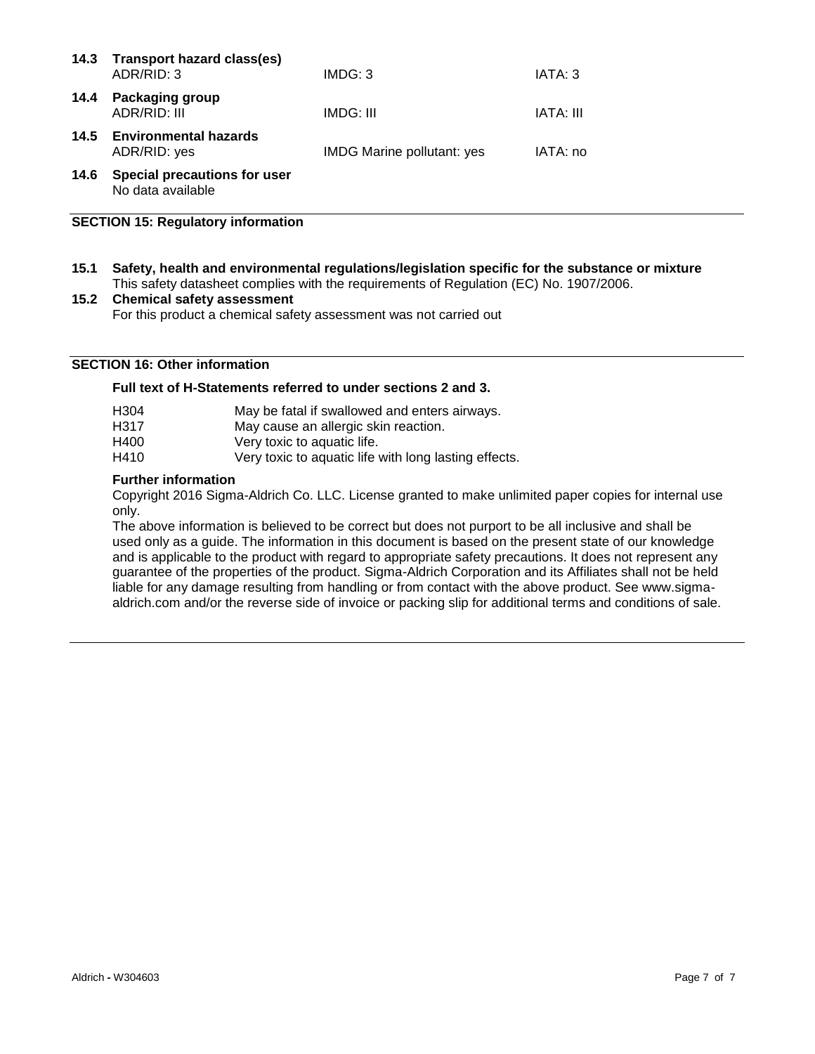**14.3 Transport hazard class(es)**

| | | |
|---|---|---|
| ADR/RID: 3 | IMDG: 3 | IATA: 3 |

**14.4 Packaging group**

| | | |
|---|---|---|
| ADR/RID: III | IMDG: III | IATA: III |

**14.5 Environmental hazards**

| | | |
|---|---|---|
| ADR/RID: yes | IMDG Marine pollutant: yes | IATA: no |

**14.6 Special precautions for user**

No data available

## SECTION 15: Regulatory information

**15.1 Safety, health and environmental regulations/legislation specific for the substance or mixture**

This safety datasheet complies with the requirements of Regulation (EC) No. 1907/2006.

**15.2 Chemical safety assessment**

For this product a chemical safety assessment was not carried out

## SECTION 16: Other information

**Full text of H-Statements referred to under sections 2 and 3.**

| | |
|---|---|
| H304 | May be fatal if swallowed and enters airways. |
| H317 | May cause an allergic skin reaction. |
| H400 | Very toxic to aquatic life. |
| H410 | Very toxic to aquatic life with long lasting effects. |

**Further information**

Copyright 2016 Sigma-Aldrich Co. LLC. License granted to make unlimited paper copies for internal use only.

The above information is believed to be correct but does not purport to be all inclusive and shall be used only as a guide. The information in this document is based on the present state of our knowledge and is applicable to the product with regard to appropriate safety precautions. It does not represent any guarantee of the properties of the product. Sigma-Aldrich Corporation and its Affiliates shall not be held liable for any damage resulting from handling or from contact with the above product. See www.sigma-aldrich.com and/or the reverse side of invoice or packing slip for additional terms and conditions of sale.